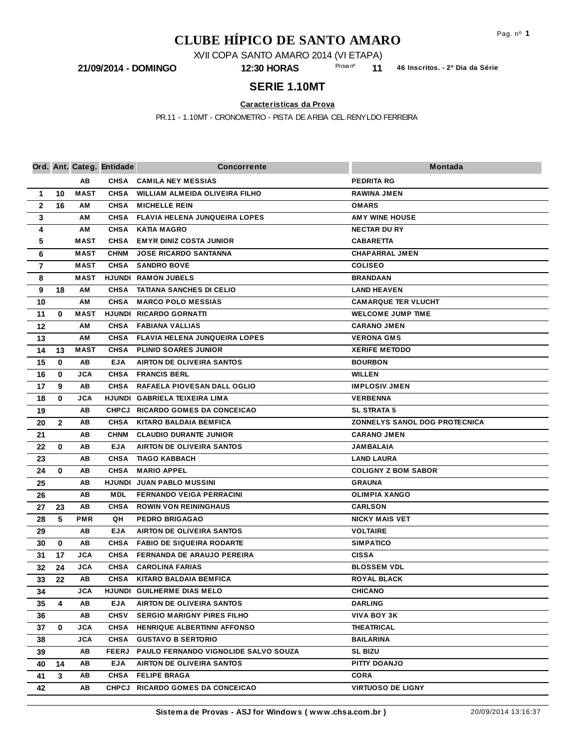# CLUBE HÍPICO DE SANTO AMARO

XVII COPA SANTO AMARO 2014 (VI ETAPA)

**21/09/2014 - DOMINGO** **12:30 HORAS** Prova nº **11** **46 Inscritos. - 2º Dia da Série**

## SERIE 1.10MT

**Caracteristicas da Prova**

PR.11 - 1.10MT - CRONOMETRO - PISTA DE AREIA CEL.RENYLDO FERREIRA

| Ord. | Ant. | Categ. | Entidade | Concorrente | Montada |
|---|---|---|---|---|---|
| | | AB | CHSA | CAMILA NEY MESSIAS | PEDRITA RG |
| 1 | 10 | MAST | CHSA | WILLIAM ALMEIDA OLIVEIRA FILHO | RAWINA JMEN |
| 2 | 16 | AM | CHSA | MICHELLE REIN | OMARS |
| 3 | | AM | CHSA | FLAVIA HELENA JUNQUEIRA LOPES | AMY WINE HOUSE |
| 4 | | AM | CHSA | KATIA MAGRO | NECTAR DU RY |
| 5 | | MAST | CHSA | EMYR DINIZ COSTA JUNIOR | CABARETTA |
| 6 | | MAST | CHNM | JOSE RICARDO SANTANNA | CHAPARRAL JMEN |
| 7 | | MAST | CHSA | SANDRO BOVE | COLISEO |
| 8 | | MAST | HJUNDI | RAMON JUBELS | BRANDAAN |
| 9 | 18 | AM | CHSA | TATIANA SANCHES DI CELIO | LAND HEAVEN |
| 10 | | AM | CHSA | MARCO POLO MESSIAS | CAMARQUE TER VLUCHT |
| 11 | 0 | MAST | HJUNDI | RICARDO GORNATTI | WELCOME JUMP TIME |
| 12 | | AM | CHSA | FABIANA VALLIAS | CARANO JMEN |
| 13 | | AM | CHSA | FLAVIA HELENA JUNQUEIRA LOPES | VERONA GMS |
| 14 | 13 | MAST | CHSA | PLINIO SOARES JUNIOR | XERIFE METODO |
| 15 | 0 | AB | EJA | AIRTON DE OLIVEIRA SANTOS | BOURBON |
| 16 | 0 | JCA | CHSA | FRANCIS BERL | WILLEN |
| 17 | 9 | AB | CHSA | RAFAELA PIOVESAN DALL OGLIO | IMPLOSIV JMEN |
| 18 | 0 | JCA | HJUNDI | GABRIELA TEIXEIRA LIMA | VERBENNA |
| 19 | | AB | CHPCJ | RICARDO GOMES DA CONCEICAO | SL STRATA 5 |
| 20 | 2 | AB | CHSA | KITARO BALDAIA BEMFICA | ZONNELYS SANOL DOG PROTECNICA |
| 21 | | AB | CHNM | CLAUDIO DURANTE JUNIOR | CARANO JMEN |
| 22 | 0 | AB | EJA | AIRTON DE OLIVEIRA SANTOS | JAMBALAIA |
| 23 | | AB | CHSA | TIAGO KABBACH | LAND LAURA |
| 24 | 0 | AB | CHSA | MARIO APPEL | COLIGNY Z BOM SABOR |
| 25 | | AB | HJUNDI | JUAN PABLO MUSSINI | GRAUNA |
| 26 | | AB | MDL | FERNANDO VEIGA PERRACINI | OLIMPIA XANGO |
| 27 | 23 | AB | CHSA | ROWIN VON REININGHAUS | CARLSON |
| 28 | 5 | PMR | QH | PEDRO BRIGAGAO | NICKY MAIS VET |
| 29 | | AB | EJA | AIRTON DE OLIVEIRA SANTOS | VOLTAIRE |
| 30 | 0 | AB | CHSA | FABIO DE SIQUEIRA RODARTE | SIMPATICO |
| 31 | 17 | JCA | CHSA | FERNANDA DE ARAUJO PEREIRA | CISSA |
| 32 | 24 | JCA | CHSA | CAROLINA FARIAS | BLOSSEM VDL |
| 33 | 22 | AB | CHSA | KITARO BALDAIA BEMFICA | ROYAL BLACK |
| 34 | | JCA | HJUNDI | GUILHERME DIAS MELO | CHICANO |
| 35 | 4 | AB | EJA | AIRTON DE OLIVEIRA SANTOS | DARLING |
| 36 | | AB | CHSV | SERGIO MARIGNY PIRES FILHO | VIVA BOY 3K |
| 37 | 0 | JCA | CHSA | HENRIQUE ALBERTINNI AFFONSO | THEATRICAL |
| 38 | | JCA | CHSA | GUSTAVO B SERTORIO | BAILARINA |
| 39 | | AB | FEERJ | PAULO FERNANDO VIGNOLIDE SALVO SOUZA | SL BIZU |
| 40 | 14 | AB | EJA | AIRTON DE OLIVEIRA SANTOS | PITTY DOANJO |
| 41 | 3 | AB | CHSA | FELIPE BRAGA | CORA |
| 42 | | AB | CHPCJ | RICARDO GOMES DA CONCEICAO | VIRTUOSO DE LIGNY |

**Sistema de Provas - ASJ for Windows ( www.chsa.com.br )** 20/09/2014 13:16:37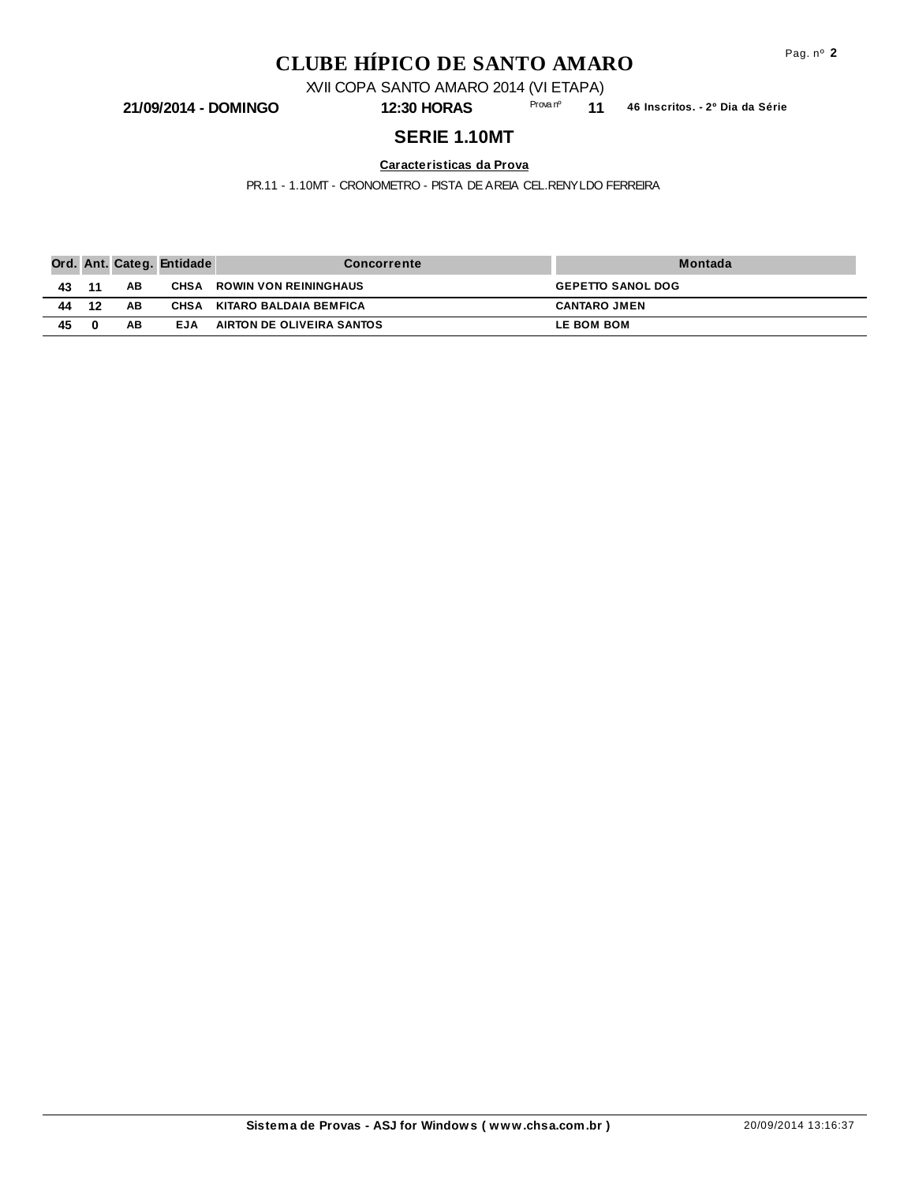# CLUBE HÍPICO DE SANTO AMARO

XVII COPA SANTO AMARO 2014 (VI ETAPA)

**21/09/2014 - DOMINGO** **12:30 HORAS** Prova nº **11** **46 Inscritos. - 2º Dia da Série**

## SERIE 1.10MT

**Caracteristicas da Prova**

PR.11 - 1.10MT - CRONOMETRO - PISTA DE AREIA CEL.RENYLDO FERREIRA

| Ord. | Ant. | Categ. | Entidade | Concorrente | Montada |
|---|---|---|---|---|---|
| 43 | 11 | AB | CHSA | ROWIN VON REININGHAUS | GEPETTO SANOL DOG |
| 44 | 12 | AB | CHSA | KITARO BALDAIA BEMFICA | CANTARO JMEN |
| 45 | 0 | AB | EJA | AIRTON DE OLIVEIRA SANTOS | LE BOM BOM |

Sistema de Provas - ASJ for Windows ( www.chsa.com.br ) 20/09/2014 13:16:37